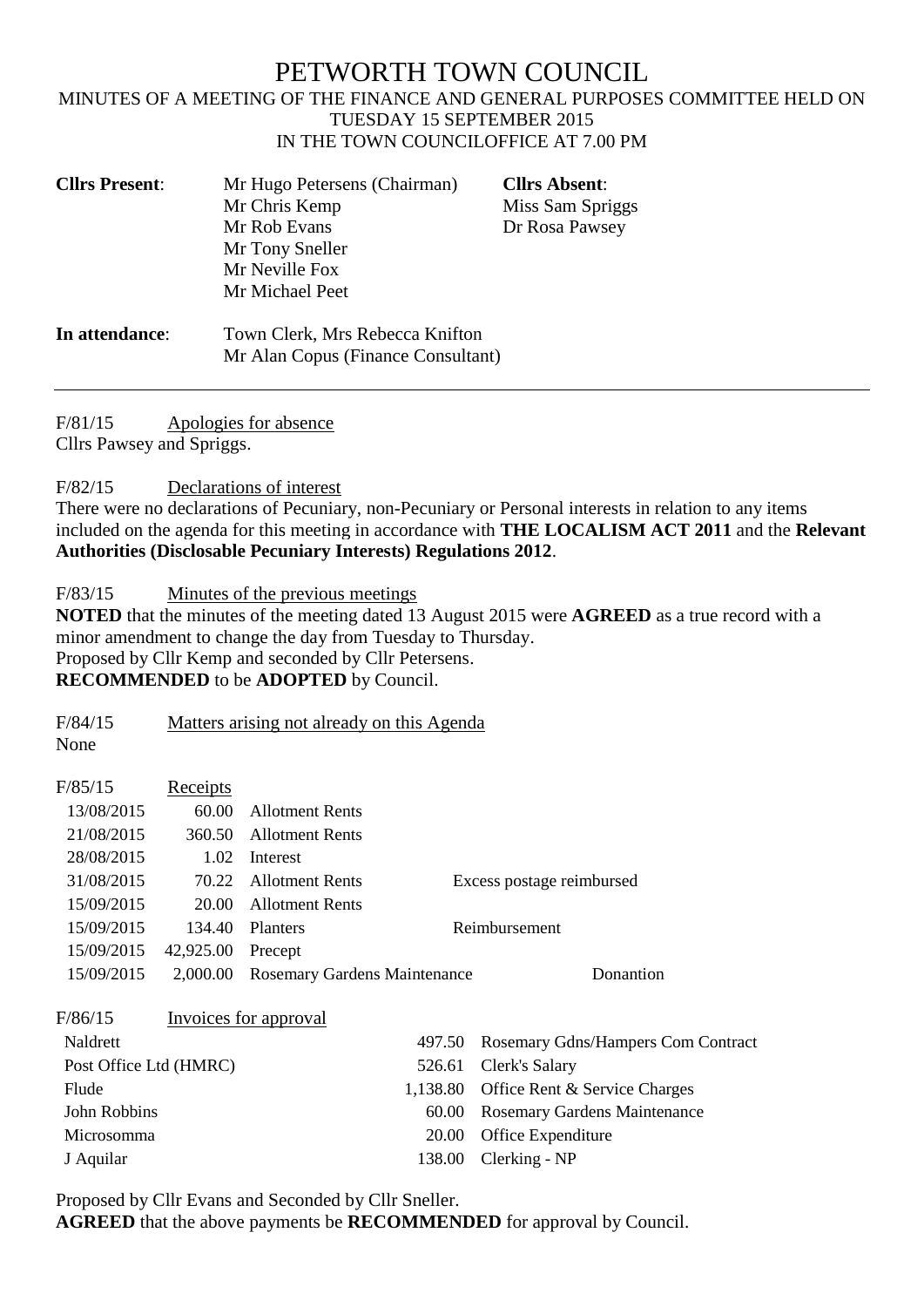# PETWORTH TOWN COUNCIL

MINUTES OF A MEETING OF THE FINANCE AND GENERAL PURPOSES COMMITTEE HELD ON TUESDAY 15 SEPTEMBER 2015
IN THE TOWN COUNCILOFFICE AT 7.00 PM

| **Cllrs Present**: | Mr Hugo Petersens (Chairman) | **Cllrs Absent**: |
|---|---|---|
| | Mr Chris Kemp | Miss Sam Spriggs |
| | Mr Rob Evans | Dr Rosa Pawsey |
| | Mr Tony Sneller | |
| | Mr Neville Fox | |
| | Mr Michael Peet | |

**In attendance**: Town Clerk, Mrs Rebecca Knifton
Mr Alan Copus (Finance Consultant)

---

F/81/15 Apologies for absence
Cllrs Pawsey and Spriggs.

F/82/15 Declarations of interest
There were no declarations of Pecuniary, non-Pecuniary or Personal interests in relation to any items included on the agenda for this meeting in accordance with **THE LOCALISM ACT 2011** and the **Relevant Authorities (Disclosable Pecuniary Interests) Regulations 2012**.

F/83/15 Minutes of the previous meetings
**NOTED** that the minutes of the meeting dated 13 August 2015 were **AGREED** as a true record with a minor amendment to change the day from Tuesday to Thursday.
Proposed by Cllr Kemp and seconded by Cllr Petersens.
**RECOMMENDED** to be **ADOPTED** by Council.

F/84/15 Matters arising not already on this Agenda
None

F/85/15 Receipts

| | | | |
|---|---|---|---|
| 13/08/2015 | 60.00 | Allotment Rents | |
| 21/08/2015 | 360.50 | Allotment Rents | |
| 28/08/2015 | 1.02 | Interest | |
| 31/08/2015 | 70.22 | Allotment Rents | Excess postage reimbursed |
| 15/09/2015 | 20.00 | Allotment Rents | |
| 15/09/2015 | 134.40 | Planters | Reimbursement |
| 15/09/2015 | 42,925.00 | Precept | |
| 15/09/2015 | 2,000.00 | Rosemary Gardens Maintenance | Donantion |

F/86/15 Invoices for approval

| | | |
|---|---|---|
| Naldrett | 497.50 | Rosemary Gdns/Hampers Com Contract |
| Post Office Ltd (HMRC) | 526.61 | Clerk's Salary |
| Flude | 1,138.80 | Office Rent & Service Charges |
| John Robbins | 60.00 | Rosemary Gardens Maintenance |
| Microsomma | 20.00 | Office Expenditure |
| J Aquilar | 138.00 | Clerking - NP |

Proposed by Cllr Evans and Seconded by Cllr Sneller.
**AGREED** that the above payments be **RECOMMENDED** for approval by Council.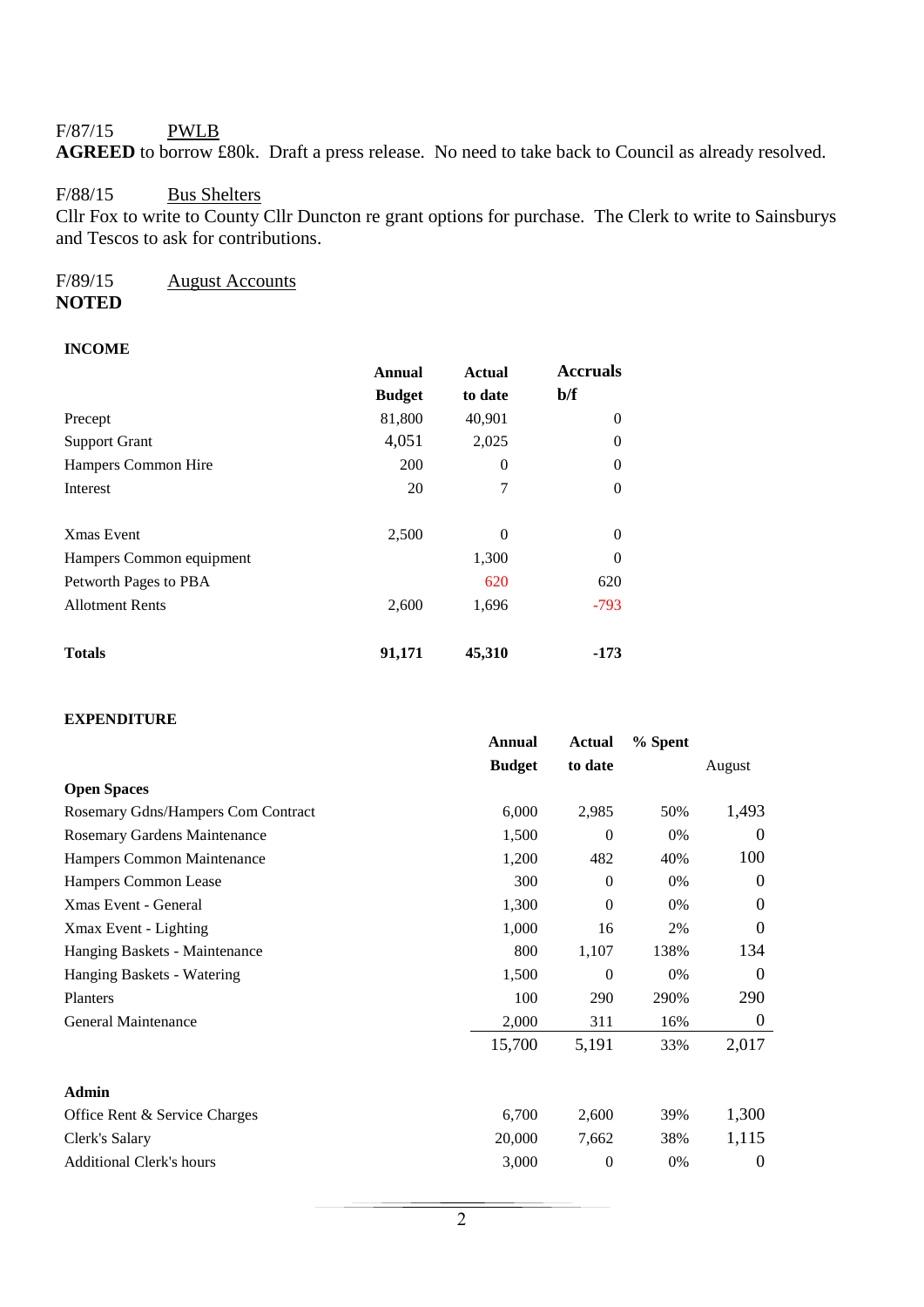F/87/15 PWLB

**AGREED** to borrow £80k. Draft a press release. No need to take back to Council as already resolved.

F/88/15 Bus Shelters

Cllr Fox to write to County Cllr Duncton re grant options for purchase. The Clerk to write to Sainsburys and Tescos to ask for contributions.

F/89/15 August Accounts

**NOTED**

**INCOME**

| | Annual Budget | Actual to date | Accruals b/f |
|---|---|---|---|
| Precept | 81,800 | 40,901 | 0 |
| Support Grant | 4,051 | 2,025 | 0 |
| Hampers Common Hire | 200 | 0 | 0 |
| Interest | 20 | 7 | 0 |
| | | | |
| Xmas Event | 2,500 | 0 | 0 |
| Hampers Common equipment | | 1,300 | 0 |
| Petworth Pages to PBA | | 620 | 620 |
| Allotment Rents | 2,600 | 1,696 | -793 |
| | | | |
| **Totals** | **91,171** | **45,310** | **-173** |

**EXPENDITURE**

| | Annual Budget | Actual to date | % Spent | August |
|---|---|---|---|---|
| **Open Spaces** | | | | |
| Rosemary Gdns/Hampers Com Contract | 6,000 | 2,985 | 50% | 1,493 |
| Rosemary Gardens Maintenance | 1,500 | 0 | 0% | 0 |
| Hampers Common Maintenance | 1,200 | 482 | 40% | 100 |
| Hampers Common Lease | 300 | 0 | 0% | 0 |
| Xmas Event - General | 1,300 | 0 | 0% | 0 |
| Xmax Event - Lighting | 1,000 | 16 | 2% | 0 |
| Hanging Baskets - Maintenance | 800 | 1,107 | 138% | 134 |
| Hanging Baskets - Watering | 1,500 | 0 | 0% | 0 |
| Planters | 100 | 290 | 290% | 290 |
| General Maintenance | 2,000 | 311 | 16% | 0 |
| | 15,700 | 5,191 | 33% | 2,017 |
| | | | | |
| **Admin** | | | | |
| Office Rent & Service Charges | 6,700 | 2,600 | 39% | 1,300 |
| Clerk's Salary | 20,000 | 7,662 | 38% | 1,115 |
| Additional Clerk's hours | 3,000 | 0 | 0% | 0 |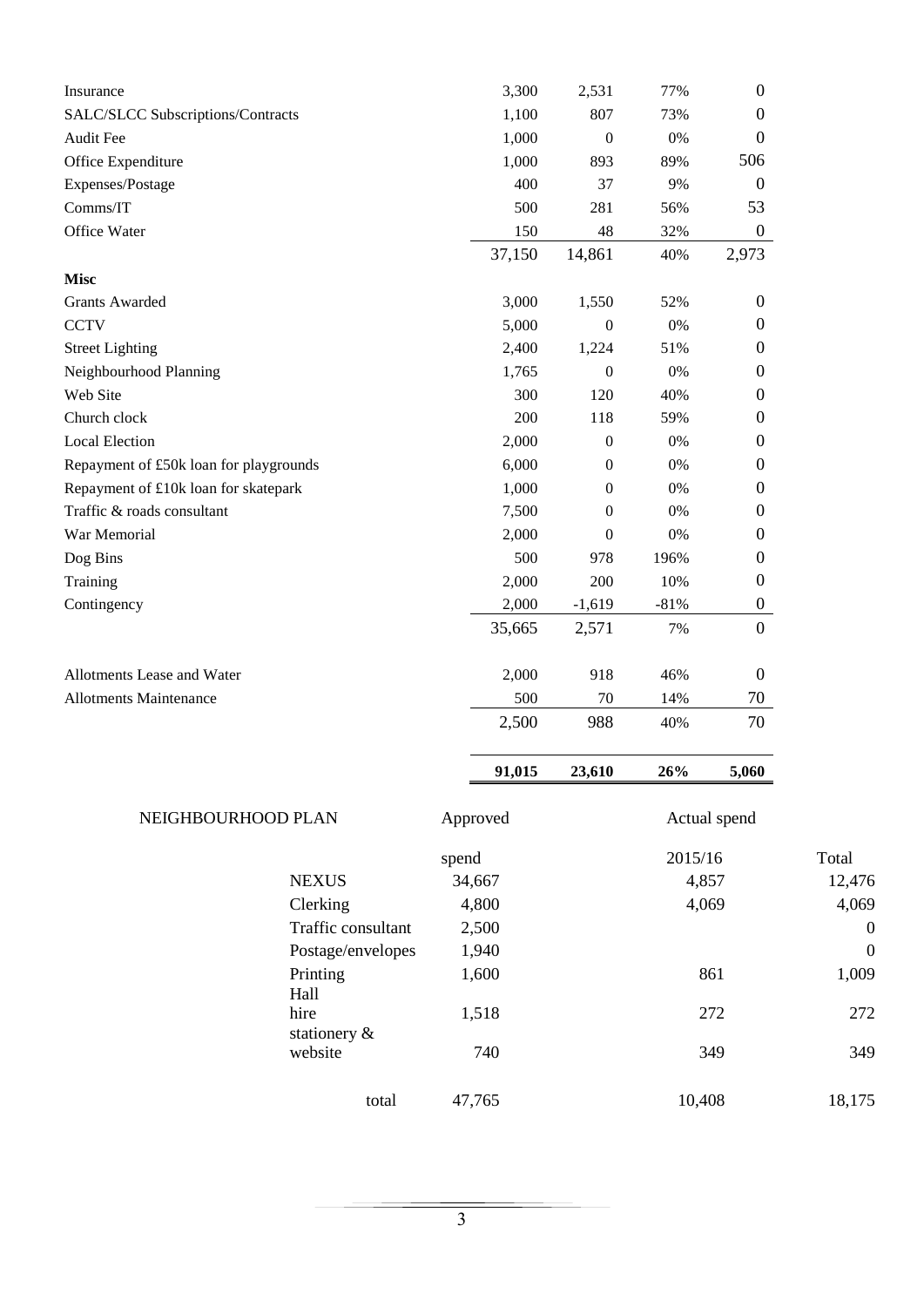| | | | | |
|---|---|---|---|---|
| Insurance | 3,300 | 2,531 | 77% | 0 |
| SALC/SLCC Subscriptions/Contracts | 1,100 | 807 | 73% | 0 |
| Audit Fee | 1,000 | 0 | 0% | 0 |
| Office Expenditure | 1,000 | 893 | 89% | 506 |
| Expenses/Postage | 400 | 37 | 9% | 0 |
| Comms/IT | 500 | 281 | 56% | 53 |
| Office Water | 150 | 48 | 32% | 0 |
| | 37,150 | 14,861 | 40% | 2,973 |
| **Misc** | | | | |
| Grants Awarded | 3,000 | 1,550 | 52% | 0 |
| CCTV | 5,000 | 0 | 0% | 0 |
| Street Lighting | 2,400 | 1,224 | 51% | 0 |
| Neighbourhood Planning | 1,765 | 0 | 0% | 0 |
| Web Site | 300 | 120 | 40% | 0 |
| Church clock | 200 | 118 | 59% | 0 |
| Local Election | 2,000 | 0 | 0% | 0 |
| Repayment of £50k loan for playgrounds | 6,000 | 0 | 0% | 0 |
| Repayment of £10k loan for skatepark | 1,000 | 0 | 0% | 0 |
| Traffic & roads consultant | 7,500 | 0 | 0% | 0 |
| War Memorial | 2,000 | 0 | 0% | 0 |
| Dog Bins | 500 | 978 | 196% | 0 |
| Training | 2,000 | 200 | 10% | 0 |
| Contingency | 2,000 | -1,619 | -81% | 0 |
| | 35,665 | 2,571 | 7% | 0 |
| | | | | |
| Allotments Lease and Water | 2,000 | 918 | 46% | 0 |
| Allotments Maintenance | 500 | 70 | 14% | 70 |
| | 2,500 | 988 | 40% | 70 |
| | | | | |
| | **91,015** | **23,610** | **26%** | **5,060** |

| NEIGHBOURHOOD PLAN | Approved spend | Actual spend 2015/16 | Total |
|---|---|---|---|
| NEXUS | 34,667 | 4,857 | 12,476 |
| Clerking | 4,800 | 4,069 | 4,069 |
| Traffic consultant | 2,500 | | 0 |
| Postage/envelopes | 1,940 | | 0 |
| Printing | 1,600 | 861 | 1,009 |
| Hall hire | 1,518 | 272 | 272 |
| stationery & website | 740 | 349 | 349 |
| total | 47,765 | 10,408 | 18,175 |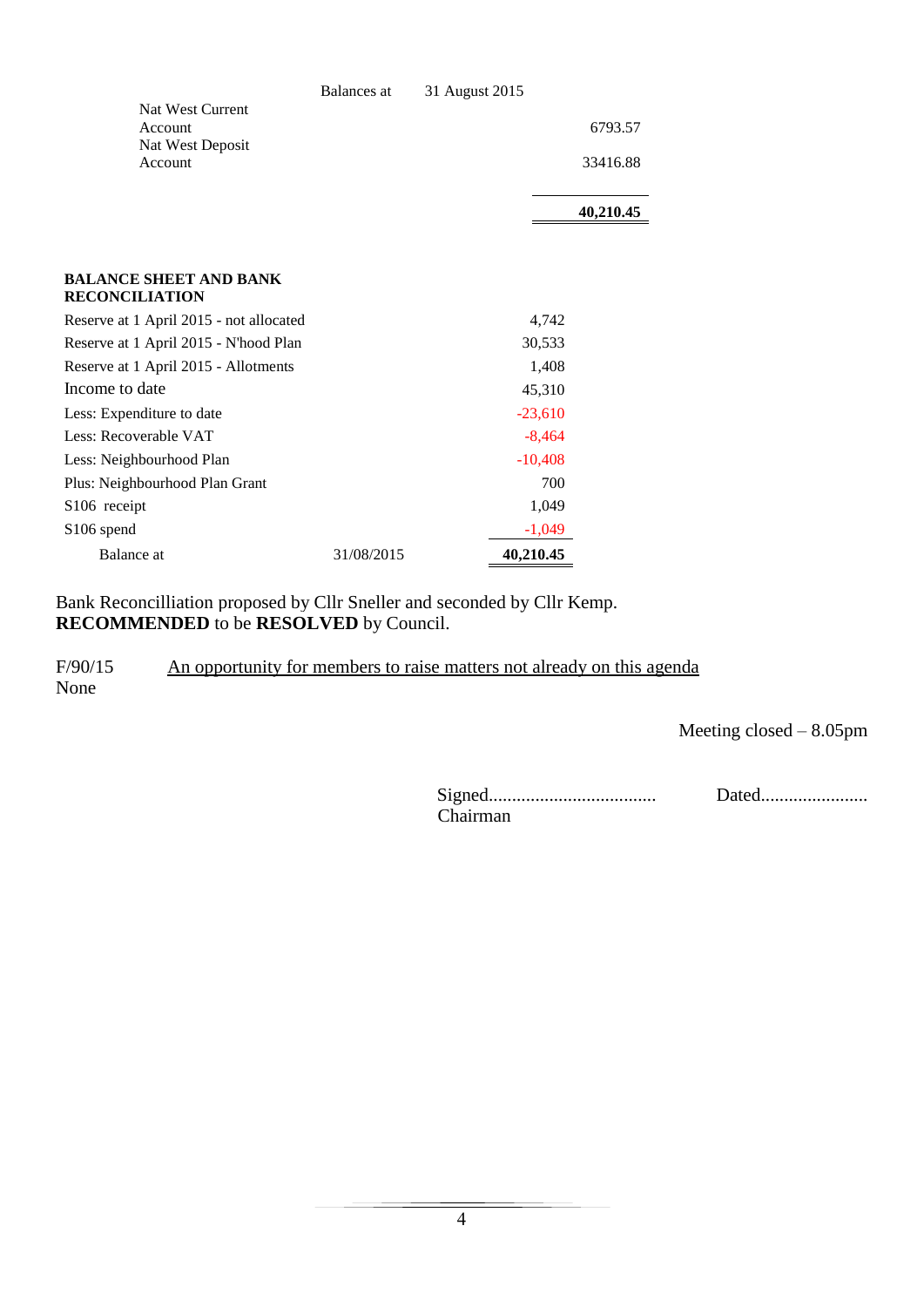| | Balances at | 31 August 2015 |
|---|---|---|
| Nat West Current Account | | 6793.57 |
| Nat West Deposit Account | | 33416.88 |
| | | **40,210.45** |

**BALANCE SHEET AND BANK RECONCILIATION**

| | | |
|---|---|---|
| Reserve at 1 April 2015 - not allocated | | 4,742 |
| Reserve at 1 April 2015 - N'hood Plan | | 30,533 |
| Reserve at 1 April 2015 - Allotments | | 1,408 |
| Income to date | | 45,310 |
| Less: Expenditure to date | | -23,610 |
| Less: Recoverable VAT | | -8,464 |
| Less: Neighbourhood Plan | | -10,408 |
| Plus: Neighbourhood Plan Grant | | 700 |
| S106 receipt | | 1,049 |
| S106 spend | | -1,049 |
| Balance at | 31/08/2015 | **40,210.45** |

Bank Reconcilliation proposed by Cllr Sneller and seconded by Cllr Kemp.
**RECOMMENDED** to be **RESOLVED** by Council.

F/90/15 An opportunity for members to raise matters not already on this agenda
None

Meeting closed – 8.05pm

Signed................................... Dated.......................
Chairman